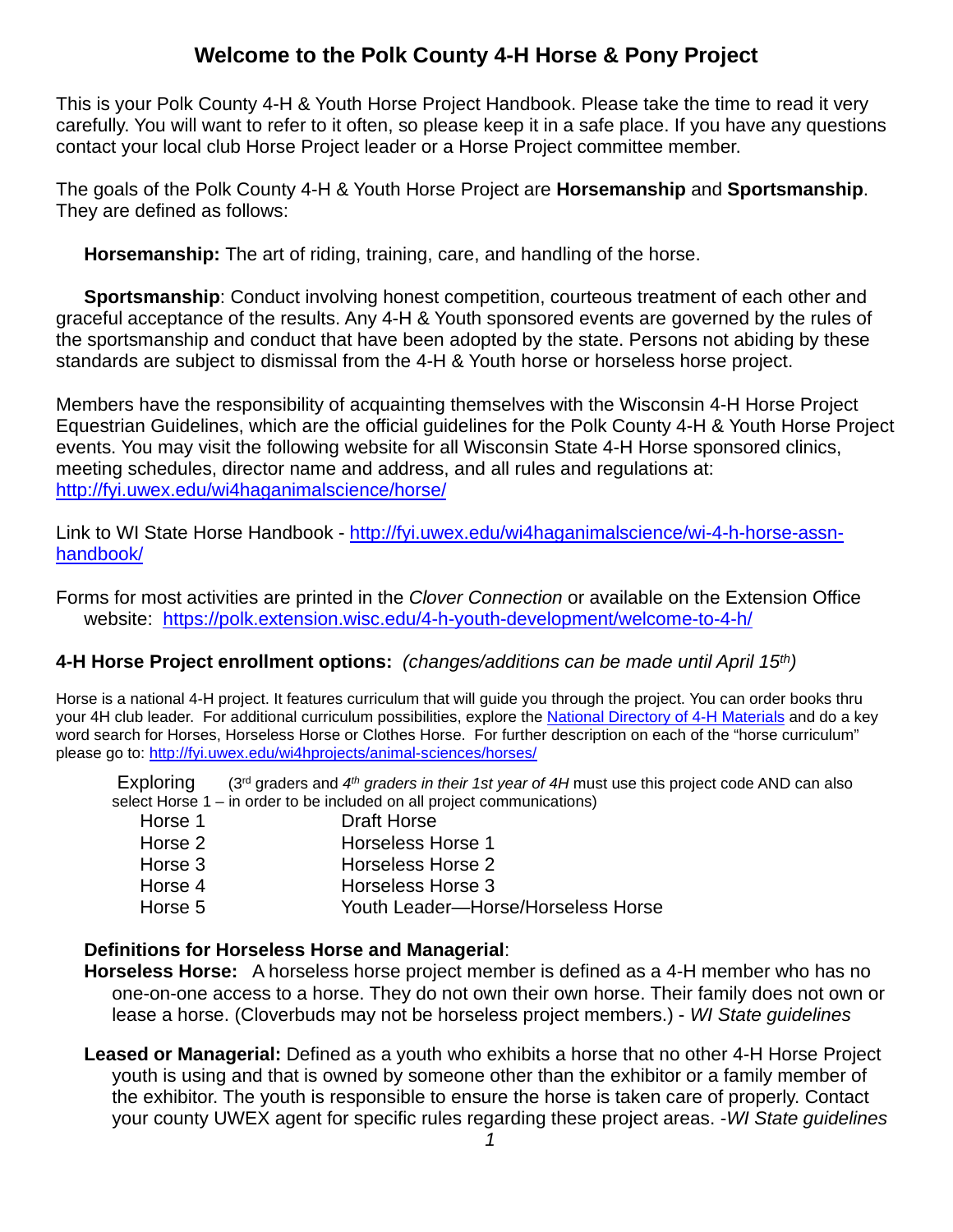# Welcome to the Polk County 4-H Horse & Pony Project

This is your Polk County 4-H & Youth Horse Project Handbook. Please take the time to read it very carefully. You will want to refer to it often, so please keep it in a safe place. If you have any questions contact your local club Horse Project leader or a Horse Project committee member.

The goals of the Polk County 4-H & Youth Horse Project are **Horsemanship** and **Sportsmanship**. They are defined as follows:

**Horsemanship:** The art of riding, training, care, and handling of the horse.

**Sportsmanship**: Conduct involving honest competition, courteous treatment of each other and graceful acceptance of the results. Any 4-H & Youth sponsored events are governed by the rules of the sportsmanship and conduct that have been adopted by the state. Persons not abiding by these standards are subject to dismissal from the 4-H & Youth horse or horseless horse project.

Members have the responsibility of acquainting themselves with the Wisconsin 4-H Horse Project Equestrian Guidelines, which are the official guidelines for the Polk County 4-H & Youth Horse Project events. You may visit the following website for all Wisconsin State 4-H Horse sponsored clinics, meeting schedules, director name and address, and all rules and regulations at: http://fyi.uwex.edu/wi4haganimalscience/horse/

Link to WI State Horse Handbook - http://fyi.uwex.edu/wi4haganimalscience/wi-4-h-horse-assn-handbook/

Forms for most activities are printed in the *Clover Connection* or available on the Extension Office website: https://polk.extension.wisc.edu/4-h-youth-development/welcome-to-4-h/

### 4-H Horse Project enrollment options: *(changes/additions can be made until April 15th)*

Horse is a national 4-H project. It features curriculum that will guide you through the project. You can order books thru your 4H club leader. For additional curriculum possibilities, explore the National Directory of 4-H Materials and do a key word search for Horses, Horseless Horse or Clothes Horse. For further description on each of the "horse curriculum" please go to: http://fyi.uwex.edu/wi4hprojects/animal-sciences/horses/

Exploring (3rd graders and *4th graders in their 1st year of 4H* must use this project code AND can also select Horse 1 – in order to be included on all project communications)

| | |
|---|---|
| Horse 1 | Draft Horse |
| Horse 2 | Horseless Horse 1 |
| Horse 3 | Horseless Horse 2 |
| Horse 4 | Horseless Horse 3 |
| Horse 5 | Youth Leader—Horse/Horseless Horse |

**Definitions for Horseless Horse and Managerial**:

**Horseless Horse:** A horseless horse project member is defined as a 4-H member who has no one-on-one access to a horse. They do not own their own horse. Their family does not own or lease a horse. (Cloverbuds may not be horseless project members.) - *WI State guidelines*

**Leased or Managerial:** Defined as a youth who exhibits a horse that no other 4-H Horse Project youth is using and that is owned by someone other than the exhibitor or a family member of the exhibitor. The youth is responsible to ensure the horse is taken care of properly. Contact your county UWEX agent for specific rules regarding these project areas. -*WI State guidelines*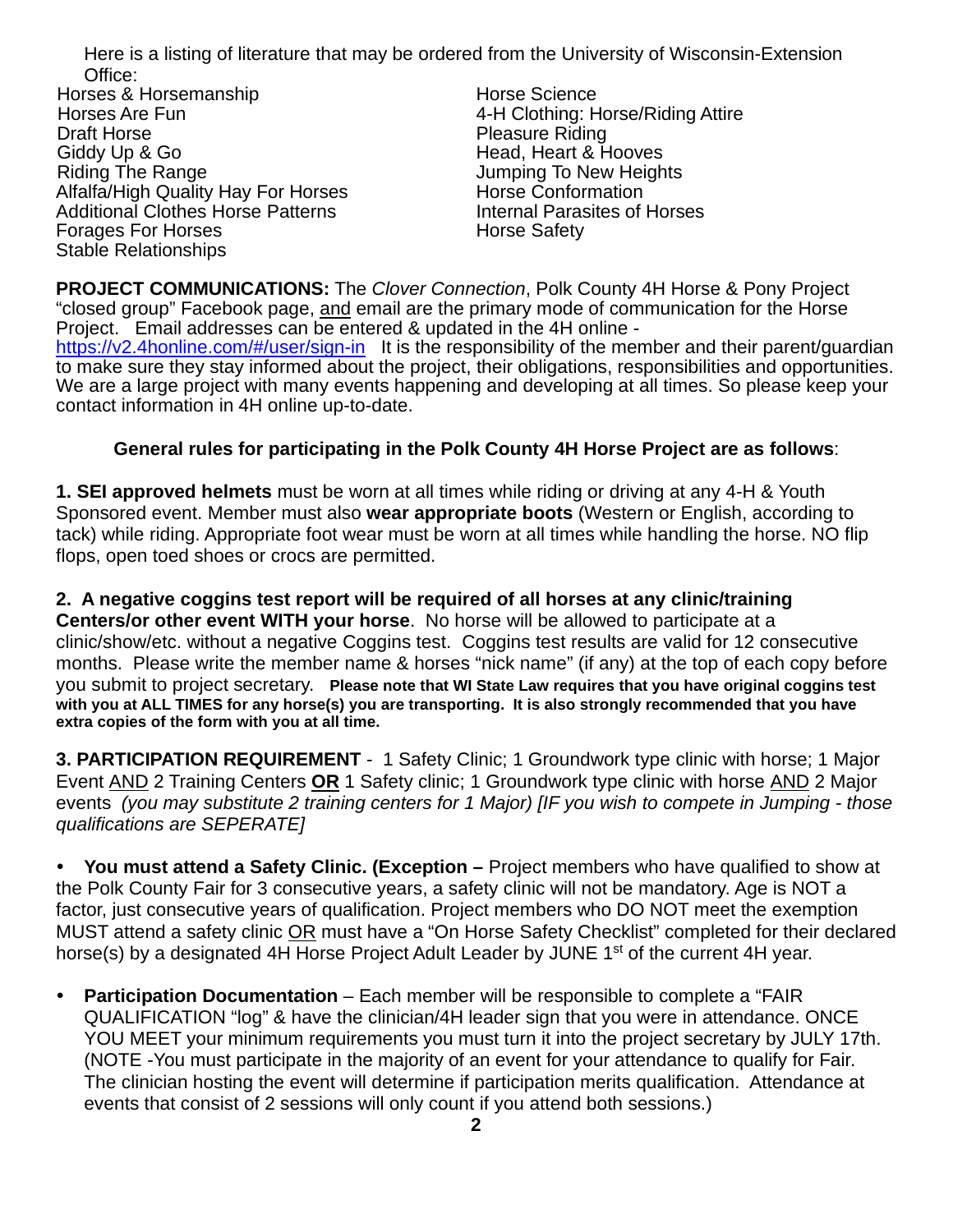Here is a listing of literature that may be ordered from the University of Wisconsin-Extension Office:

- Horses & Horsemanship
- Horses Are Fun
- Draft Horse
- Giddy Up & Go
- Riding The Range
- Alfalfa/High Quality Hay For Horses
- Additional Clothes Horse Patterns
- Forages For Horses
- Stable Relationships
- Horse Science
- 4-H Clothing: Horse/Riding Attire
- Pleasure Riding
- Head, Heart & Hooves
- Jumping To New Heights
- Horse Conformation
- Internal Parasites of Horses
- Horse Safety

**PROJECT COMMUNICATIONS:** The *Clover Connection*, Polk County 4H Horse & Pony Project "closed group" Facebook page, and email are the primary mode of communication for the Horse Project. Email addresses can be entered & updated in the 4H online - https://v2.4honline.com/#/user/sign-in It is the responsibility of the member and their parent/guardian to make sure they stay informed about the project, their obligations, responsibilities and opportunities. We are a large project with many events happening and developing at all times. So please keep your contact information in 4H online up-to-date.

**General rules for participating in the Polk County 4H Horse Project are as follows**:

**1. SEI approved helmets** must be worn at all times while riding or driving at any 4-H & Youth Sponsored event. Member must also **wear appropriate boots** (Western or English, according to tack) while riding. Appropriate foot wear must be worn at all times while handling the horse. NO flip flops, open toed shoes or crocs are permitted.

**2. A negative coggins test report will be required of all horses at any clinic/training Centers/or other event WITH your horse**. No horse will be allowed to participate at a clinic/show/etc. without a negative Coggins test. Coggins test results are valid for 12 consecutive months. Please write the member name & horses "nick name" (if any) at the top of each copy before you submit to project secretary. **Please note that WI State Law requires that you have original coggins test with you at ALL TIMES for any horse(s) you are transporting. It is also strongly recommended that you have extra copies of the form with you at all time.**

**3. PARTICIPATION REQUIREMENT** - 1 Safety Clinic; 1 Groundwork type clinic with horse; 1 Major Event AND 2 Training Centers **OR** 1 Safety clinic; 1 Groundwork type clinic with horse AND 2 Major events *(you may substitute 2 training centers for 1 Major) [IF you wish to compete in Jumping - those qualifications are SEPERATE]*

- **You must attend a Safety Clinic. (Exception –** Project members who have qualified to show at the Polk County Fair for 3 consecutive years, a safety clinic will not be mandatory. Age is NOT a factor, just consecutive years of qualification. Project members who DO NOT meet the exemption MUST attend a safety clinic OR must have a "On Horse Safety Checklist" completed for their declared horse(s) by a designated 4H Horse Project Adult Leader by JUNE 1st of the current 4H year.
- **Participation Documentation** – Each member will be responsible to complete a "FAIR QUALIFICATION "log" & have the clinician/4H leader sign that you were in attendance. ONCE YOU MEET your minimum requirements you must turn it into the project secretary by JULY 17th. (NOTE -You must participate in the majority of an event for your attendance to qualify for Fair. The clinician hosting the event will determine if participation merits qualification. Attendance at events that consist of 2 sessions will only count if you attend both sessions.)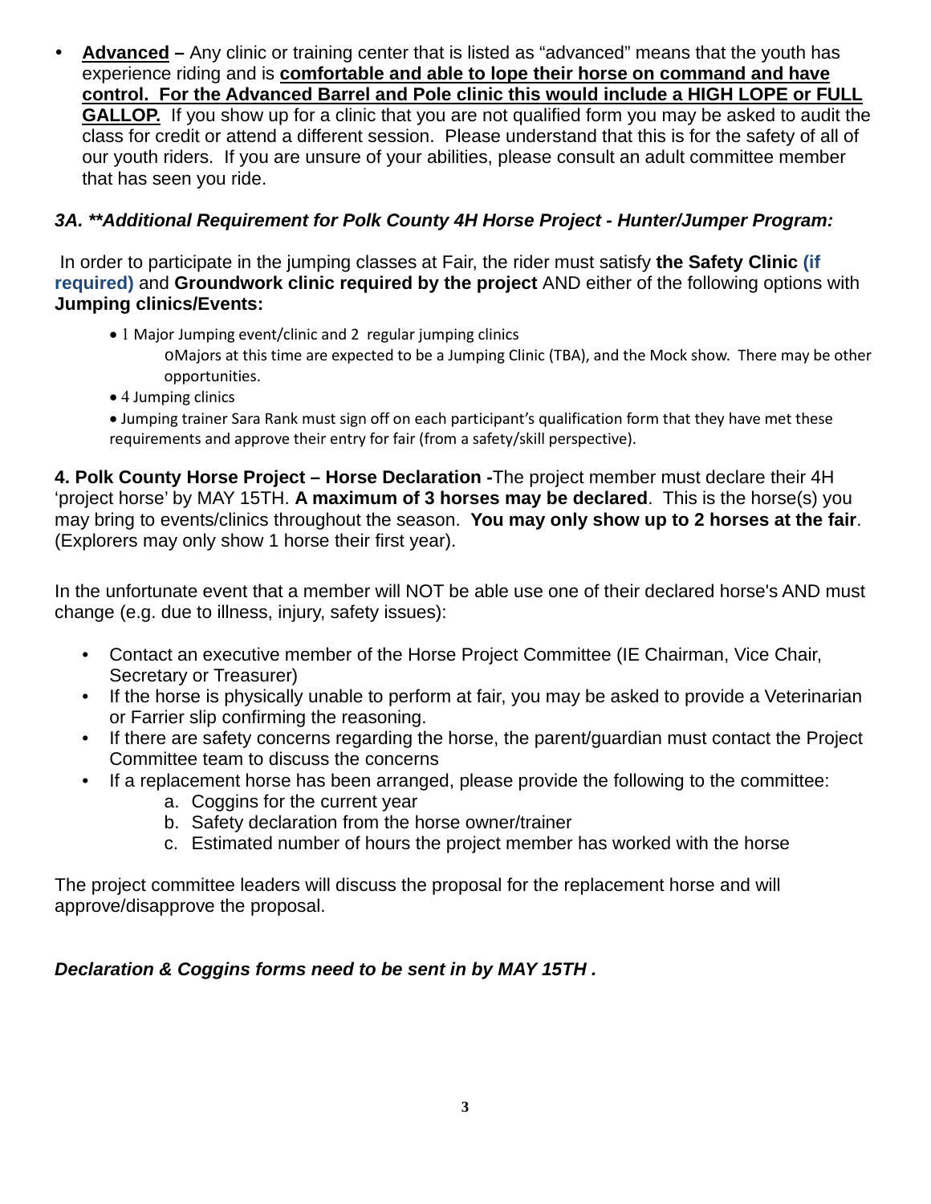- **Advanced –** Any clinic or training center that is listed as "advanced" means that the youth has experience riding and is **comfortable and able to lope their horse on command and have control. For the Advanced Barrel and Pole clinic this would include a HIGH LOPE or FULL GALLOP.** If you show up for a clinic that you are not qualified form you may be asked to audit the class for credit or attend a different session. Please understand that this is for the safety of all of our youth riders. If you are unsure of your abilities, please consult an adult committee member that has seen you ride.

***3A. **Additional Requirement for Polk County 4H Horse Project - Hunter/Jumper Program:***

In order to participate in the jumping classes at Fair, the rider must satisfy **the Safety Clinic (if required)** and **Groundwork clinic required by the project** AND either of the following options with **Jumping clinics/Events:**

- 1 Major Jumping event/clinic and 2 regular jumping clinics
  - Majors at this time are expected to be a Jumping Clinic (TBA), and the Mock show. There may be other opportunities.
- 4 Jumping clinics
- Jumping trainer Sara Rank must sign off on each participant's qualification form that they have met these requirements and approve their entry for fair (from a safety/skill perspective).

**4. Polk County Horse Project – Horse Declaration -**The project member must declare their 4H 'project horse' by MAY 15TH. **A maximum of 3 horses may be declared**. This is the horse(s) you may bring to events/clinics throughout the season. **You may only show up to 2 horses at the fair**. (Explorers may only show 1 horse their first year).

In the unfortunate event that a member will NOT be able use one of their declared horse's AND must change (e.g. due to illness, injury, safety issues):

- Contact an executive member of the Horse Project Committee (IE Chairman, Vice Chair, Secretary or Treasurer)
- If the horse is physically unable to perform at fair, you may be asked to provide a Veterinarian or Farrier slip confirming the reasoning.
- If there are safety concerns regarding the horse, the parent/guardian must contact the Project Committee team to discuss the concerns
- If a replacement horse has been arranged, please provide the following to the committee:
  a. Coggins for the current year
  b. Safety declaration from the horse owner/trainer
  c. Estimated number of hours the project member has worked with the horse

The project committee leaders will discuss the proposal for the replacement horse and will approve/disapprove the proposal.

***Declaration & Coggins forms need to be sent in by MAY 15TH .***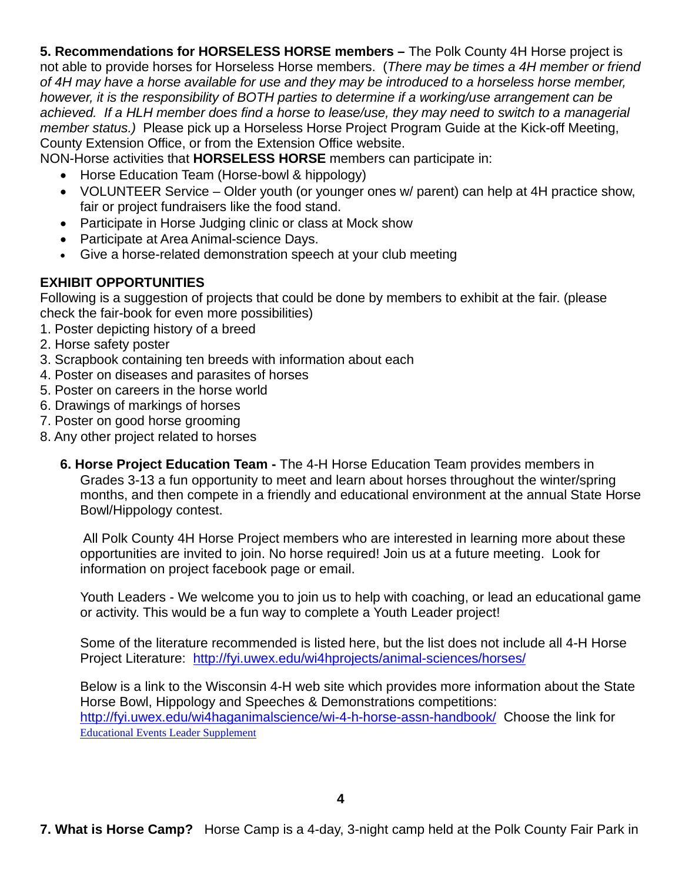**5. Recommendations for HORSELESS HORSE members –** The Polk County 4H Horse project is not able to provide horses for Horseless Horse members. (*There may be times a 4H member or friend of 4H may have a horse available for use and they may be introduced to a horseless horse member, however, it is the responsibility of BOTH parties to determine if a working/use arrangement can be achieved. If a HLH member does find a horse to lease/use, they may need to switch to a managerial member status.)* Please pick up a Horseless Horse Project Program Guide at the Kick-off Meeting, County Extension Office, or from the Extension Office website.

NON-Horse activities that **HORSELESS HORSE** members can participate in:

- Horse Education Team (Horse-bowl & hippology)
- VOLUNTEER Service – Older youth (or younger ones w/ parent) can help at 4H practice show, fair or project fundraisers like the food stand.
- Participate in Horse Judging clinic or class at Mock show
- Participate at Area Animal-science Days.
- Give a horse-related demonstration speech at your club meeting

**EXHIBIT OPPORTUNITIES**

Following is a suggestion of projects that could be done by members to exhibit at the fair. (please check the fair-book for even more possibilities)

1. Poster depicting history of a breed
2. Horse safety poster
3. Scrapbook containing ten breeds with information about each
4. Poster on diseases and parasites of horses
5. Poster on careers in the horse world
6. Drawings of markings of horses
7. Poster on good horse grooming
8. Any other project related to horses

**6. Horse Project Education Team -** The 4-H Horse Education Team provides members in Grades 3-13 a fun opportunity to meet and learn about horses throughout the winter/spring months, and then compete in a friendly and educational environment at the annual State Horse Bowl/Hippology contest.

All Polk County 4H Horse Project members who are interested in learning more about these opportunities are invited to join. No horse required! Join us at a future meeting. Look for information on project facebook page or email.

Youth Leaders - We welcome you to join us to help with coaching, or lead an educational game or activity. This would be a fun way to complete a Youth Leader project!

Some of the literature recommended is listed here, but the list does not include all 4-H Horse Project Literature: http://fyi.uwex.edu/wi4hprojects/animal-sciences/horses/

Below is a link to the Wisconsin 4-H web site which provides more information about the State Horse Bowl, Hippology and Speeches & Demonstrations competitions: http://fyi.uwex.edu/wi4haganimalscience/wi-4-h-horse-assn-handbook/ Choose the link for Educational Events Leader Supplement

**7. What is Horse Camp?** Horse Camp is a 4-day, 3-night camp held at the Polk County Fair Park in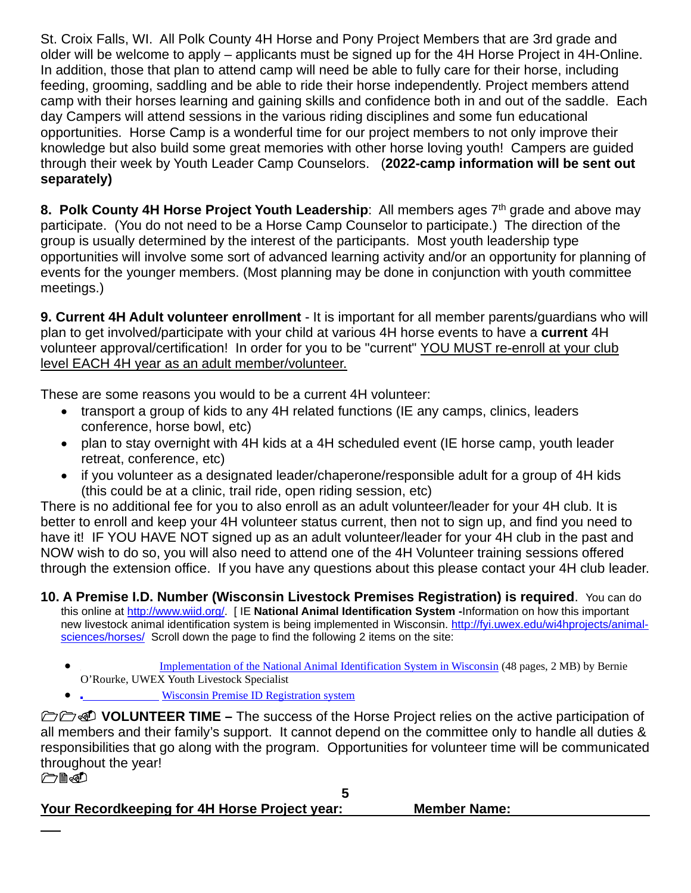St. Croix Falls, WI. All Polk County 4H Horse and Pony Project Members that are 3rd grade and older will be welcome to apply – applicants must be signed up for the 4H Horse Project in 4H-Online. In addition, those that plan to attend camp will need be able to fully care for their horse, including feeding, grooming, saddling and be able to ride their horse independently. Project members attend camp with their horses learning and gaining skills and confidence both in and out of the saddle. Each day Campers will attend sessions in the various riding disciplines and some fun educational opportunities. Horse Camp is a wonderful time for our project members to not only improve their knowledge but also build some great memories with other horse loving youth! Campers are guided through their week by Youth Leader Camp Counselors. (**2022-camp information will be sent out separately)**

**8. Polk County 4H Horse Project Youth Leadership**: All members ages 7th grade and above may participate. (You do not need to be a Horse Camp Counselor to participate.) The direction of the group is usually determined by the interest of the participants. Most youth leadership type opportunities will involve some sort of advanced learning activity and/or an opportunity for planning of events for the younger members. (Most planning may be done in conjunction with youth committee meetings.)

**9. Current 4H Adult volunteer enrollment** - It is important for all member parents/guardians who will plan to get involved/participate with your child at various 4H horse events to have a **current** 4H volunteer approval/certification! In order for you to be "current" YOU MUST re-enroll at your club level EACH 4H year as an adult member/volunteer.

These are some reasons you would to be a current 4H volunteer:

- transport a group of kids to any 4H related functions (IE any camps, clinics, leaders conference, horse bowl, etc)
- plan to stay overnight with 4H kids at a 4H scheduled event (IE horse camp, youth leader retreat, conference, etc)
- if you volunteer as a designated leader/chaperone/responsible adult for a group of 4H kids (this could be at a clinic, trail ride, open riding session, etc)

There is no additional fee for you to also enroll as an adult volunteer/leader for your 4H club. It is better to enroll and keep your 4H volunteer status current, then not to sign up, and find you need to have it! IF YOU HAVE NOT signed up as an adult volunteer/leader for your 4H club in the past and NOW wish to do so, you will also need to attend one of the 4H Volunteer training sessions offered through the extension office. If you have any questions about this please contact your 4H club leader.

**10. A Premise I.D. Number (Wisconsin Livestock Premises Registration) is required**. You can do this online at http://www.wiid.org/. [ IE **National Animal Identification System -**Information on how this important new livestock animal identification system is being implemented in Wisconsin. http://fyi.uwex.edu/wi4hprojects/animal-sciences/horses/ Scroll down the page to find the following 2 items on the site:

- Implementation of the National Animal Identification System in Wisconsin (48 pages, 2 MB) by Bernie O'Rourke, UWEX Youth Livestock Specialist
- Wisconsin Premise ID Registration system

🗁🗁🖎 **VOLUNTEER TIME –** The success of the Horse Project relies on the active participation of all members and their family's support. It cannot depend on the committee only to handle all duties & responsibilities that go along with the program. Opportunities for volunteer time will be communicated throughout the year!
🗁🗎🖎

**Your Recordkeeping for 4H Horse Project year: \_\_\_\_\_\_ Member Name: \_\_\_\_\_\_**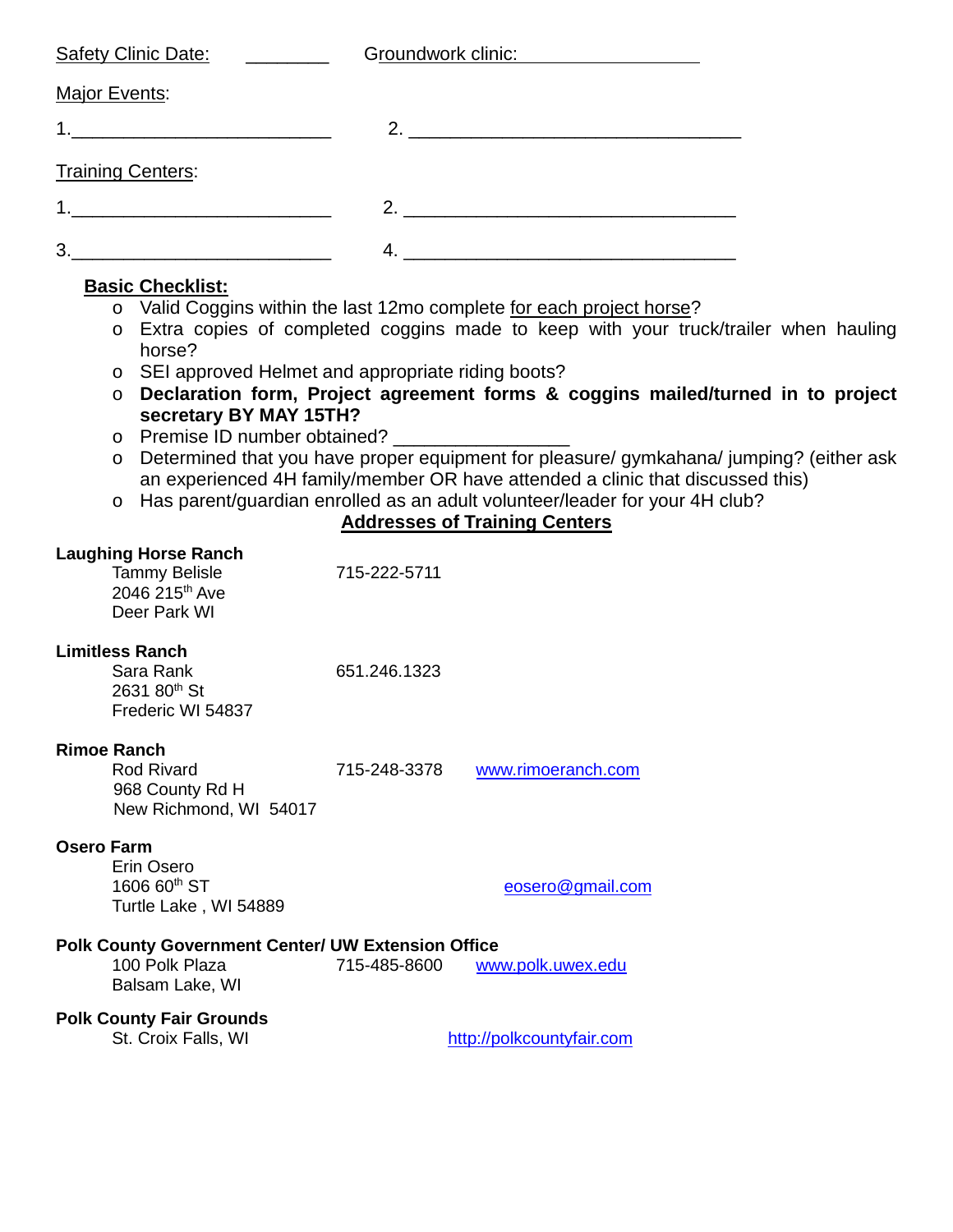Safety Clinic Date: ________ Groundwork clinic: __________________

Major Events:

1.__________________________ 2. _________________________________

Training Centers:

1.__________________________ 2. _________________________________

3.__________________________ 4. _________________________________

**Basic Checklist:**

- Valid Coggins within the last 12mo complete for each project horse?
- Extra copies of completed coggins made to keep with your truck/trailer when hauling horse?
- SEI approved Helmet and appropriate riding boots?
- **Declaration form, Project agreement forms & coggins mailed/turned in to project secretary BY MAY 15TH?**
- Premise ID number obtained? _________________
- Determined that you have proper equipment for pleasure/ gymkahana/ jumping? (either ask an experienced 4H family/member OR have attended a clinic that discussed this)
- Has parent/guardian enrolled as an adult volunteer/leader for your 4H club?

**Addresses of Training Centers**

**Laughing Horse Ranch**
Tammy Belisle — 715-222-5711
2046 215th Ave
Deer Park WI

**Limitless Ranch**
Sara Rank — 651.246.1323
2631 80th St
Frederic WI 54837

**Rimoe Ranch**
Rod Rivard — 715-248-3378 — www.rimoeranch.com
968 County Rd H
New Richmond, WI 54017

**Osero Farm**
Erin Osero
1606 60th ST — eosero@gmail.com
Turtle Lake , WI 54889

**Polk County Government Center/ UW Extension Office**
100 Polk Plaza — 715-485-8600 — www.polk.uwex.edu
Balsam Lake, WI

**Polk County Fair Grounds**
St. Croix Falls, WI — http://polkcountyfair.com